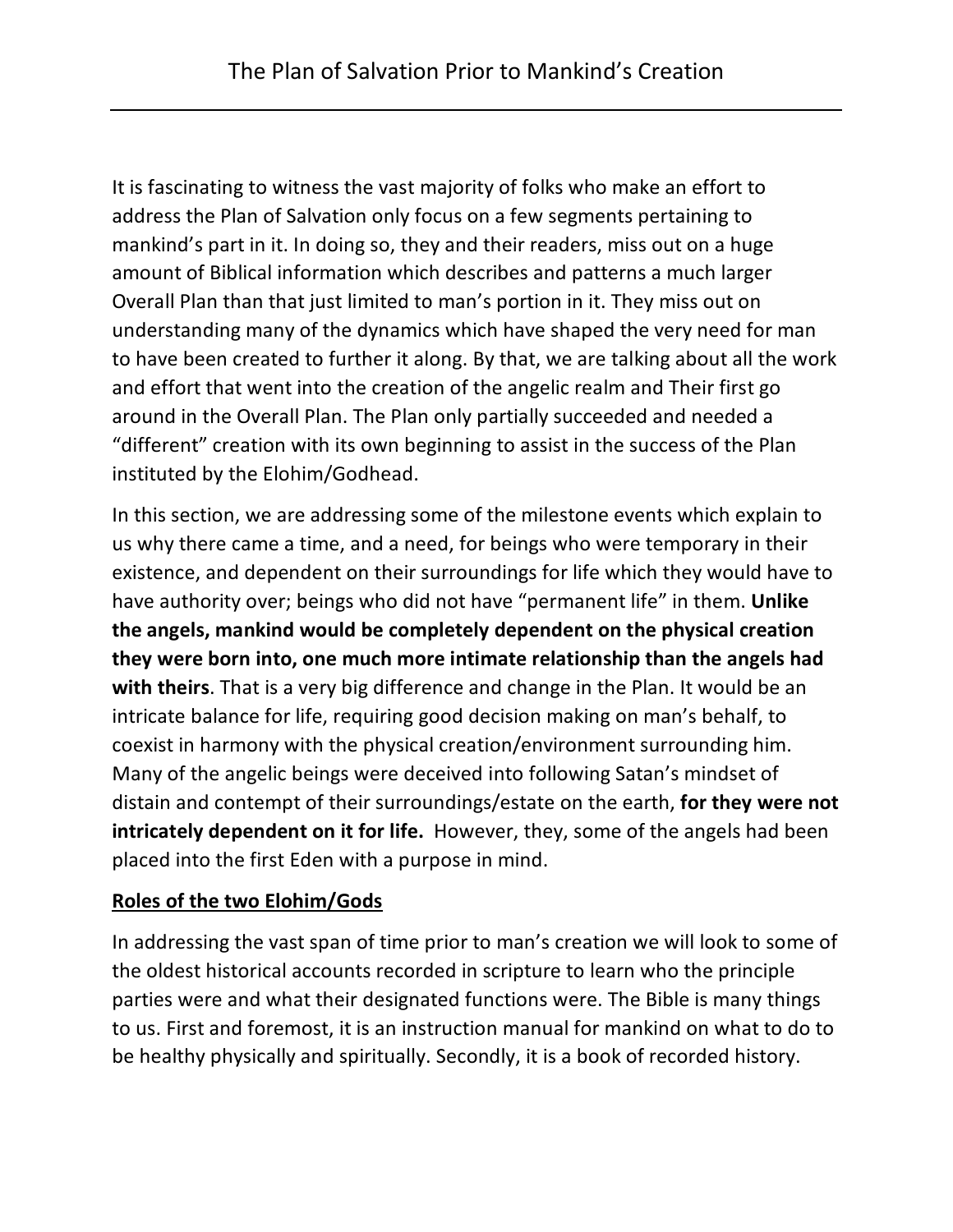# The Plan of Salvation Prior to Mankind's Creation

It is fascinating to witness the vast majority of folks who make an effort to address the Plan of Salvation only focus on a few segments pertaining to mankind's part in it. In doing so, they and their readers, miss out on a huge amount of Biblical information which describes and patterns a much larger Overall Plan than that just limited to man's portion in it. They miss out on understanding many of the dynamics which have shaped the very need for man to have been created to further it along. By that, we are talking about all the work and effort that went into the creation of the angelic realm and Their first go around in the Overall Plan. The Plan only partially succeeded and needed a "different" creation with its own beginning to assist in the success of the Plan instituted by the Elohim/Godhead.

In this section, we are addressing some of the milestone events which explain to us why there came a time, and a need, for beings who were temporary in their existence, and dependent on their surroundings for life which they would have to have authority over; beings who did not have "permanent life" in them. **Unlike the angels, mankind would be completely dependent on the physical creation they were born into, one much more intimate relationship than the angels had with theirs**. That is a very big difference and change in the Plan. It would be an intricate balance for life, requiring good decision making on man's behalf, to coexist in harmony with the physical creation/environment surrounding him. Many of the angelic beings were deceived into following Satan's mindset of distain and contempt of their surroundings/estate on the earth, **for they were not intricately dependent on it for life.** However, they, some of the angels had been placed into the first Eden with a purpose in mind.

## Roles of the two Elohim/Gods

In addressing the vast span of time prior to man's creation we will look to some of the oldest historical accounts recorded in scripture to learn who the principle parties were and what their designated functions were. The Bible is many things to us. First and foremost, it is an instruction manual for mankind on what to do to be healthy physically and spiritually. Secondly, it is a book of recorded history.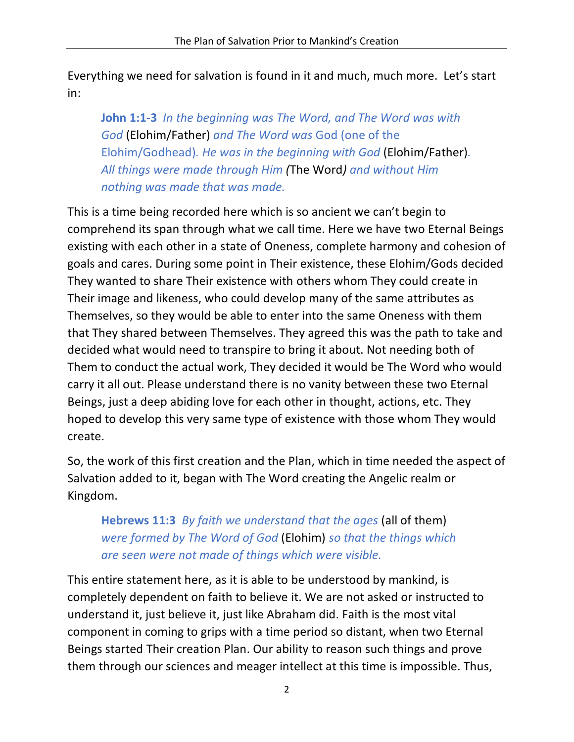Everything we need for salvation is found in it and much, much more. Let's start in:

> **John 1:1-3** *In the beginning was The Word, and The Word was with God* (Elohim/Father) *and The Word was* God (one of the Elohim/Godhead)*. He was in the beginning with God* (Elohim/Father)*. All things were made through Him (*The Word*) and without Him nothing was made that was made.*

This is a time being recorded here which is so ancient we can't begin to comprehend its span through what we call time. Here we have two Eternal Beings existing with each other in a state of Oneness, complete harmony and cohesion of goals and cares. During some point in Their existence, these Elohim/Gods decided They wanted to share Their existence with others whom They could create in Their image and likeness, who could develop many of the same attributes as Themselves, so they would be able to enter into the same Oneness with them that They shared between Themselves. They agreed this was the path to take and decided what would need to transpire to bring it about. Not needing both of Them to conduct the actual work, They decided it would be The Word who would carry it all out. Please understand there is no vanity between these two Eternal Beings, just a deep abiding love for each other in thought, actions, etc. They hoped to develop this very same type of existence with those whom They would create.

So, the work of this first creation and the Plan, which in time needed the aspect of Salvation added to it, began with The Word creating the Angelic realm or Kingdom.

> **Hebrews 11:3** *By faith we understand that the ages* (all of them) *were formed by The Word of God* (Elohim) *so that the things which are seen were not made of things which were visible.*

This entire statement here, as it is able to be understood by mankind, is completely dependent on faith to believe it. We are not asked or instructed to understand it, just believe it, just like Abraham did. Faith is the most vital component in coming to grips with a time period so distant, when two Eternal Beings started Their creation Plan. Our ability to reason such things and prove them through our sciences and meager intellect at this time is impossible. Thus,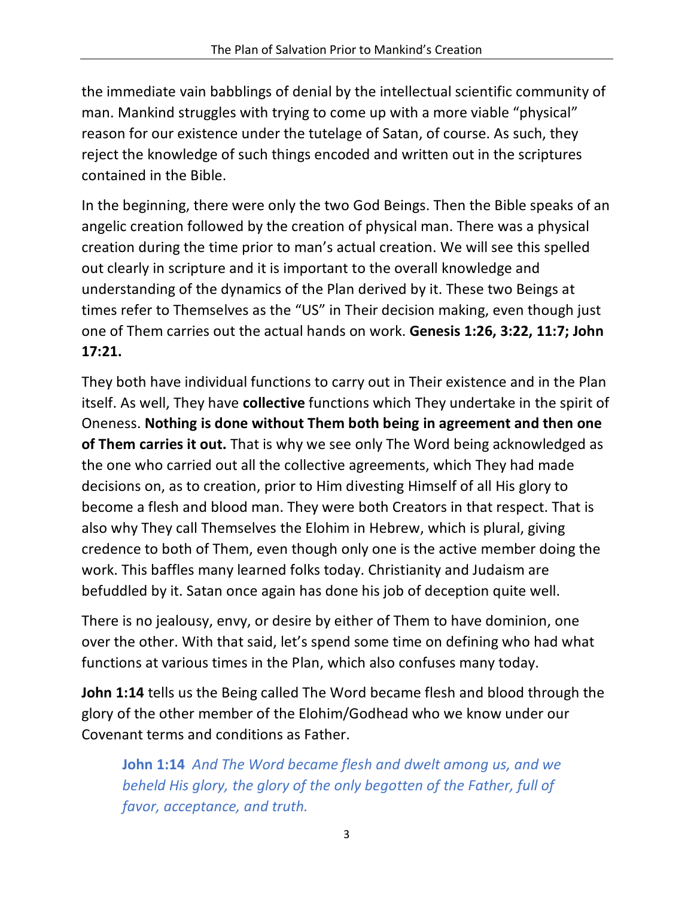the immediate vain babblings of denial by the intellectual scientific community of man. Mankind struggles with trying to come up with a more viable “physical” reason for our existence under the tutelage of Satan, of course. As such, they reject the knowledge of such things encoded and written out in the scriptures contained in the Bible.

In the beginning, there were only the two God Beings. Then the Bible speaks of an angelic creation followed by the creation of physical man. There was a physical creation during the time prior to man’s actual creation. We will see this spelled out clearly in scripture and it is important to the overall knowledge and understanding of the dynamics of the Plan derived by it. These two Beings at times refer to Themselves as the “US” in Their decision making, even though just one of Them carries out the actual hands on work. **Genesis 1:26, 3:22, 11:7; John 17:21.**

They both have individual functions to carry out in Their existence and in the Plan itself. As well, They have **collective** functions which They undertake in the spirit of Oneness. **Nothing is done without Them both being in agreement and then one of Them carries it out.** That is why we see only The Word being acknowledged as the one who carried out all the collective agreements, which They had made decisions on, as to creation, prior to Him divesting Himself of all His glory to become a flesh and blood man. They were both Creators in that respect. That is also why They call Themselves the Elohim in Hebrew, which is plural, giving credence to both of Them, even though only one is the active member doing the work. This baffles many learned folks today. Christianity and Judaism are befuddled by it. Satan once again has done his job of deception quite well.

There is no jealousy, envy, or desire by either of Them to have dominion, one over the other. With that said, let’s spend some time on defining who had what functions at various times in the Plan, which also confuses many today.

**John 1:14** tells us the Being called The Word became flesh and blood through the glory of the other member of the Elohim/Godhead who we know under our Covenant terms and conditions as Father.

> **John 1:14** *And The Word became flesh and dwelt among us, and we beheld His glory, the glory of the only begotten of the Father, full of favor, acceptance, and truth.*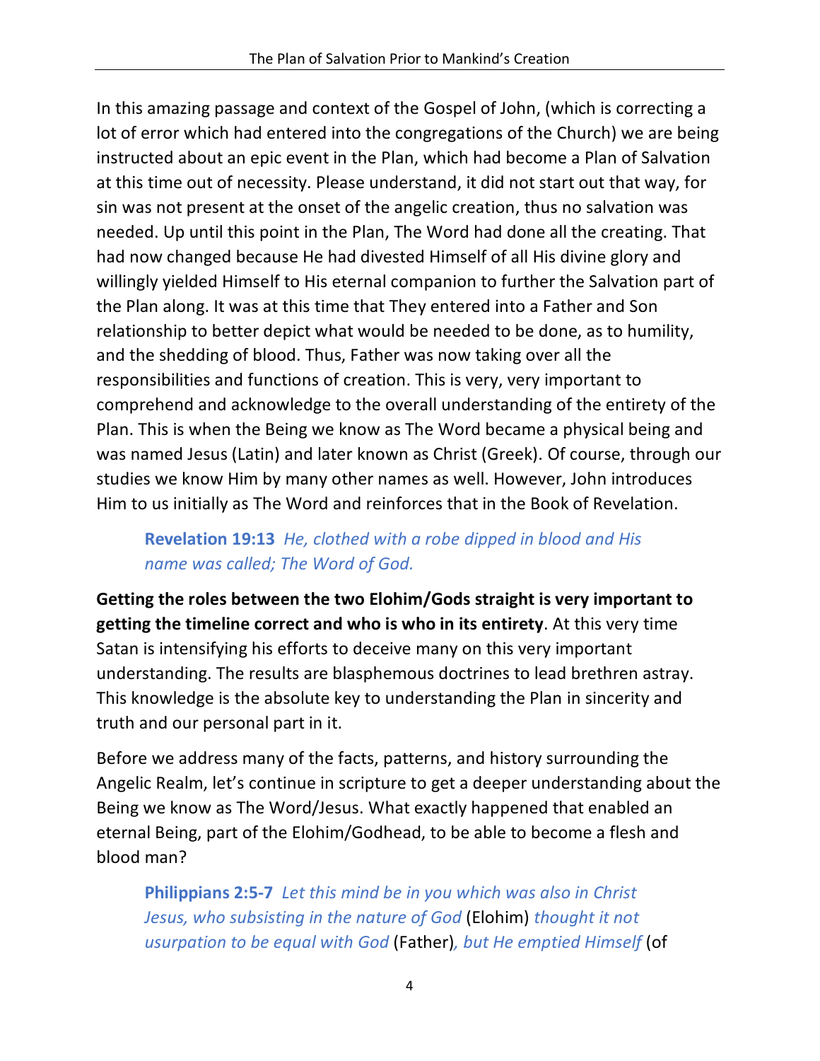In this amazing passage and context of the Gospel of John, (which is correcting a lot of error which had entered into the congregations of the Church) we are being instructed about an epic event in the Plan, which had become a Plan of Salvation at this time out of necessity. Please understand, it did not start out that way, for sin was not present at the onset of the angelic creation, thus no salvation was needed. Up until this point in the Plan, The Word had done all the creating. That had now changed because He had divested Himself of all His divine glory and willingly yielded Himself to His eternal companion to further the Salvation part of the Plan along. It was at this time that They entered into a Father and Son relationship to better depict what would be needed to be done, as to humility, and the shedding of blood. Thus, Father was now taking over all the responsibilities and functions of creation. This is very, very important to comprehend and acknowledge to the overall understanding of the entirety of the Plan. This is when the Being we know as The Word became a physical being and was named Jesus (Latin) and later known as Christ (Greek). Of course, through our studies we know Him by many other names as well. However, John introduces Him to us initially as The Word and reinforces that in the Book of Revelation.

> **Revelation 19:13** *He, clothed with a robe dipped in blood and His name was called; The Word of God.*

**Getting the roles between the two Elohim/Gods straight is very important to getting the timeline correct and who is who in its entirety**. At this very time Satan is intensifying his efforts to deceive many on this very important understanding. The results are blasphemous doctrines to lead brethren astray. This knowledge is the absolute key to understanding the Plan in sincerity and truth and our personal part in it.

Before we address many of the facts, patterns, and history surrounding the Angelic Realm, let's continue in scripture to get a deeper understanding about the Being we know as The Word/Jesus. What exactly happened that enabled an eternal Being, part of the Elohim/Godhead, to be able to become a flesh and blood man?

> **Philippians 2:5-7** *Let this mind be in you which was also in Christ Jesus, who subsisting in the nature of God* (Elohim) *thought it not usurpation to be equal with God* (Father)*, but He emptied Himself* (of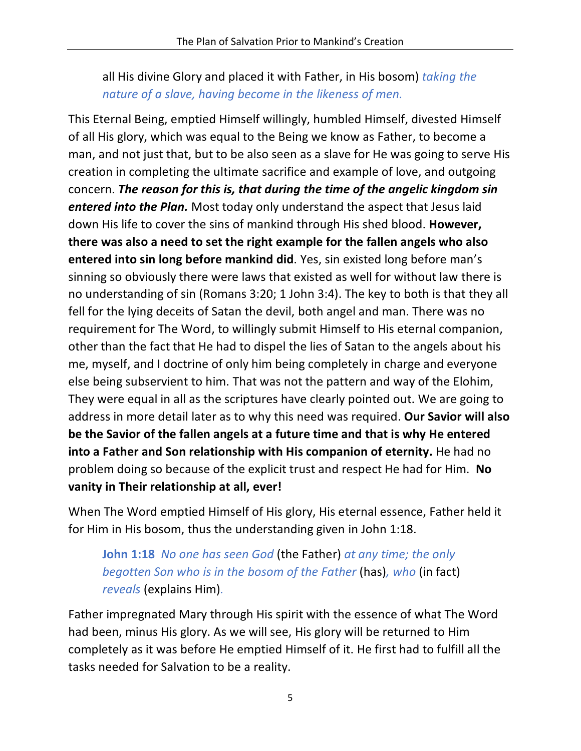all His divine Glory and placed it with Father, in His bosom) *taking the nature of a slave, having become in the likeness of men.*

This Eternal Being, emptied Himself willingly, humbled Himself, divested Himself of all His glory, which was equal to the Being we know as Father, to become a man, and not just that, but to be also seen as a slave for He was going to serve His creation in completing the ultimate sacrifice and example of love, and outgoing concern. ***The reason for this is, that during the time of the angelic kingdom sin entered into the Plan.*** Most today only understand the aspect that Jesus laid down His life to cover the sins of mankind through His shed blood. **However, there was also a need to set the right example for the fallen angels who also entered into sin long before mankind did**. Yes, sin existed long before man's sinning so obviously there were laws that existed as well for without law there is no understanding of sin (Romans 3:20; 1 John 3:4). The key to both is that they all fell for the lying deceits of Satan the devil, both angel and man. There was no requirement for The Word, to willingly submit Himself to His eternal companion, other than the fact that He had to dispel the lies of Satan to the angels about his me, myself, and I doctrine of only him being completely in charge and everyone else being subservient to him. That was not the pattern and way of the Elohim, They were equal in all as the scriptures have clearly pointed out. We are going to address in more detail later as to why this need was required. **Our Savior will also be the Savior of the fallen angels at a future time and that is why He entered into a Father and Son relationship with His companion of eternity.** He had no problem doing so because of the explicit trust and respect He had for Him. **No vanity in Their relationship at all, ever!**

When The Word emptied Himself of His glory, His eternal essence, Father held it for Him in His bosom, thus the understanding given in John 1:18.

> **John 1:18** *No one has seen God* (the Father) *at any time; the only begotten Son who is in the bosom of the Father* (has)*, who* (in fact) *reveals* (explains Him).

Father impregnated Mary through His spirit with the essence of what The Word had been, minus His glory. As we will see, His glory will be returned to Him completely as it was before He emptied Himself of it. He first had to fulfill all the tasks needed for Salvation to be a reality.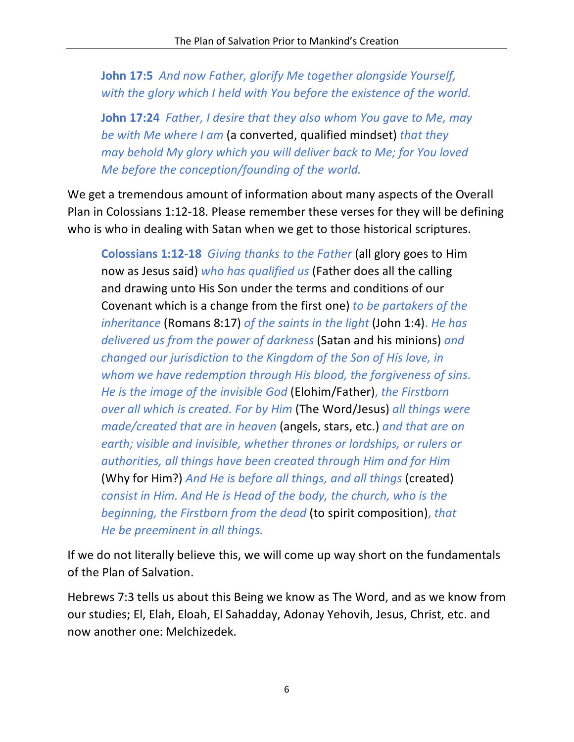> **John 17:5** *And now Father, glorify Me together alongside Yourself, with the glory which I held with You before the existence of the world.*
>
> **John 17:24** *Father, I desire that they also whom You gave to Me, may be with Me where I am* (a converted, qualified mindset) *that they may behold My glory which you will deliver back to Me; for You loved Me before the conception/founding of the world.*

We get a tremendous amount of information about many aspects of the Overall Plan in Colossians 1:12-18. Please remember these verses for they will be defining who is who in dealing with Satan when we get to those historical scriptures.

> **Colossians 1:12-18** *Giving thanks to the Father* (all glory goes to Him now as Jesus said) *who has qualified us* (Father does all the calling and drawing unto His Son under the terms and conditions of our Covenant which is a change from the first one) *to be partakers of the inheritance* (Romans 8:17) *of the saints in the light* (John 1:4)*. He has delivered us from the power of darkness* (Satan and his minions) *and changed our jurisdiction to the Kingdom of the Son of His love, in whom we have redemption through His blood, the forgiveness of sins. He is the image of the invisible God* (Elohim/Father)*, the Firstborn over all which is created. For by Him* (The Word/Jesus) *all things were made/created that are in heaven* (angels, stars, etc.) *and that are on earth; visible and invisible, whether thrones or lordships, or rulers or authorities, all things have been created through Him and for Him* (Why for Him?) *And He is before all things, and all things* (created) *consist in Him. And He is Head of the body, the church, who is the beginning, the Firstborn from the dead* (to spirit composition)*, that He be preeminent in all things.*

If we do not literally believe this, we will come up way short on the fundamentals of the Plan of Salvation.

Hebrews 7:3 tells us about this Being we know as The Word, and as we know from our studies; El, Elah, Eloah, El Sahadday, Adonay Yehovih, Jesus, Christ, etc. and now another one: Melchizedek.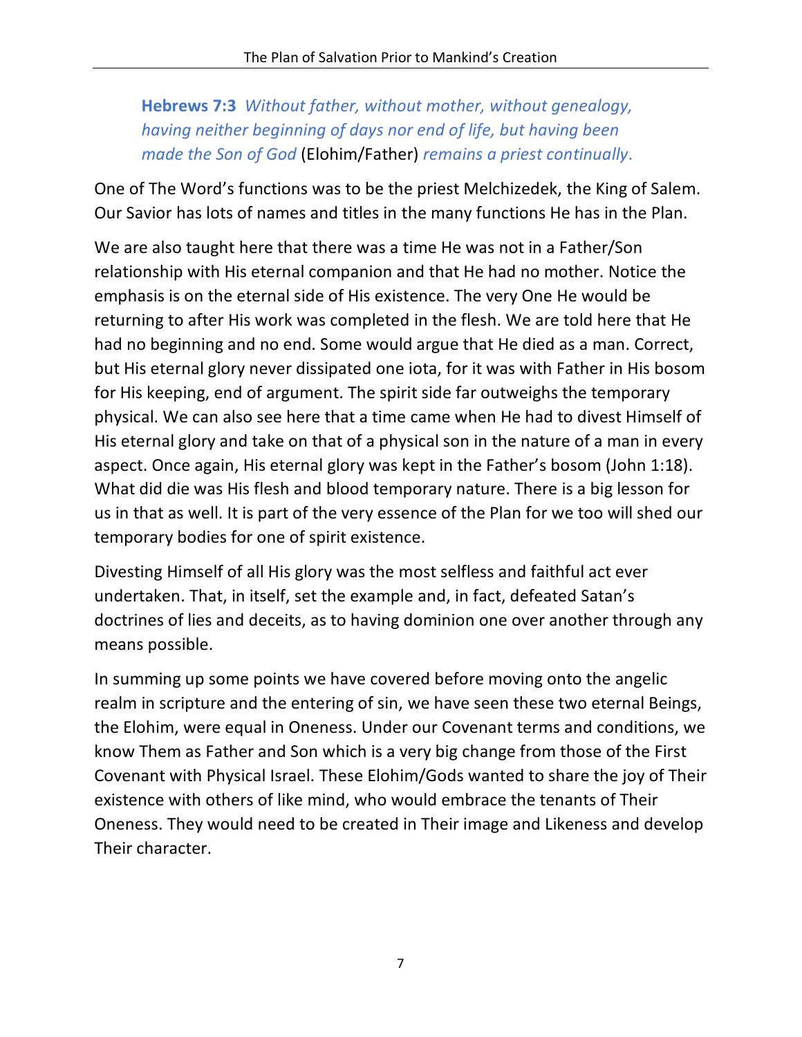> **Hebrews 7:3** *Without father, without mother, without genealogy, having neither beginning of days nor end of life, but having been made the Son of God* (Elohim/Father) *remains a priest continually*.

One of The Word's functions was to be the priest Melchizedek, the King of Salem. Our Savior has lots of names and titles in the many functions He has in the Plan.

We are also taught here that there was a time He was not in a Father/Son relationship with His eternal companion and that He had no mother. Notice the emphasis is on the eternal side of His existence. The very One He would be returning to after His work was completed in the flesh. We are told here that He had no beginning and no end. Some would argue that He died as a man. Correct, but His eternal glory never dissipated one iota, for it was with Father in His bosom for His keeping, end of argument. The spirit side far outweighs the temporary physical. We can also see here that a time came when He had to divest Himself of His eternal glory and take on that of a physical son in the nature of a man in every aspect. Once again, His eternal glory was kept in the Father's bosom (John 1:18). What did die was His flesh and blood temporary nature. There is a big lesson for us in that as well. It is part of the very essence of the Plan for we too will shed our temporary bodies for one of spirit existence.

Divesting Himself of all His glory was the most selfless and faithful act ever undertaken. That, in itself, set the example and, in fact, defeated Satan's doctrines of lies and deceits, as to having dominion one over another through any means possible.

In summing up some points we have covered before moving onto the angelic realm in scripture and the entering of sin, we have seen these two eternal Beings, the Elohim, were equal in Oneness. Under our Covenant terms and conditions, we know Them as Father and Son which is a very big change from those of the First Covenant with Physical Israel. These Elohim/Gods wanted to share the joy of Their existence with others of like mind, who would embrace the tenants of Their Oneness. They would need to be created in Their image and Likeness and develop Their character.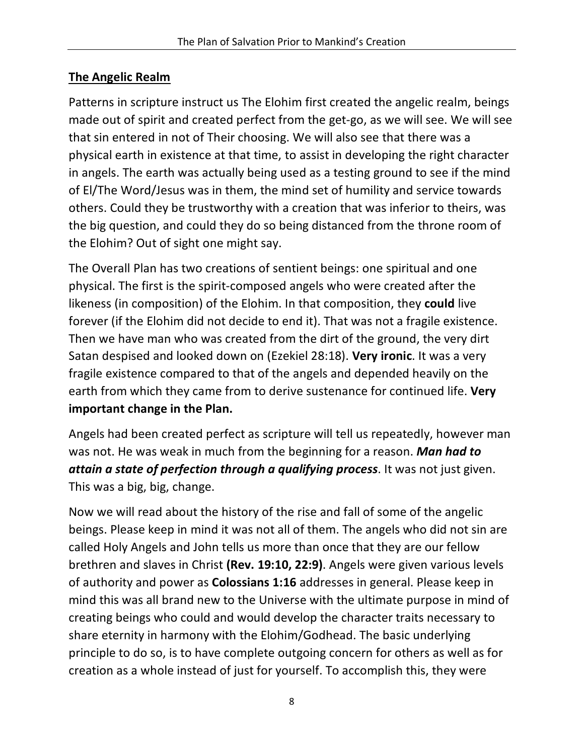## <u>The Angelic Realm</u>

Patterns in scripture instruct us The Elohim first created the angelic realm, beings made out of spirit and created perfect from the get-go, as we will see. We will see that sin entered in not of Their choosing. We will also see that there was a physical earth in existence at that time, to assist in developing the right character in angels. The earth was actually being used as a testing ground to see if the mind of El/The Word/Jesus was in them, the mind set of humility and service towards others. Could they be trustworthy with a creation that was inferior to theirs, was the big question, and could they do so being distanced from the throne room of the Elohim? Out of sight one might say.

The Overall Plan has two creations of sentient beings: one spiritual and one physical. The first is the spirit-composed angels who were created after the likeness (in composition) of the Elohim. In that composition, they **could** live forever (if the Elohim did not decide to end it). That was not a fragile existence. Then we have man who was created from the dirt of the ground, the very dirt Satan despised and looked down on (Ezekiel 28:18). **Very ironic**. It was a very fragile existence compared to that of the angels and depended heavily on the earth from which they came from to derive sustenance for continued life. **Very important change in the Plan.**

Angels had been created perfect as scripture will tell us repeatedly, however man was not. He was weak in much from the beginning for a reason. ***Man had to attain a state of perfection through a qualifying process***. It was not just given. This was a big, big, change.

Now we will read about the history of the rise and fall of some of the angelic beings. Please keep in mind it was not all of them. The angels who did not sin are called Holy Angels and John tells us more than once that they are our fellow brethren and slaves in Christ **(Rev. 19:10, 22:9)**. Angels were given various levels of authority and power as **Colossians 1:16** addresses in general. Please keep in mind this was all brand new to the Universe with the ultimate purpose in mind of creating beings who could and would develop the character traits necessary to share eternity in harmony with the Elohim/Godhead. The basic underlying principle to do so, is to have complete outgoing concern for others as well as for creation as a whole instead of just for yourself. To accomplish this, they were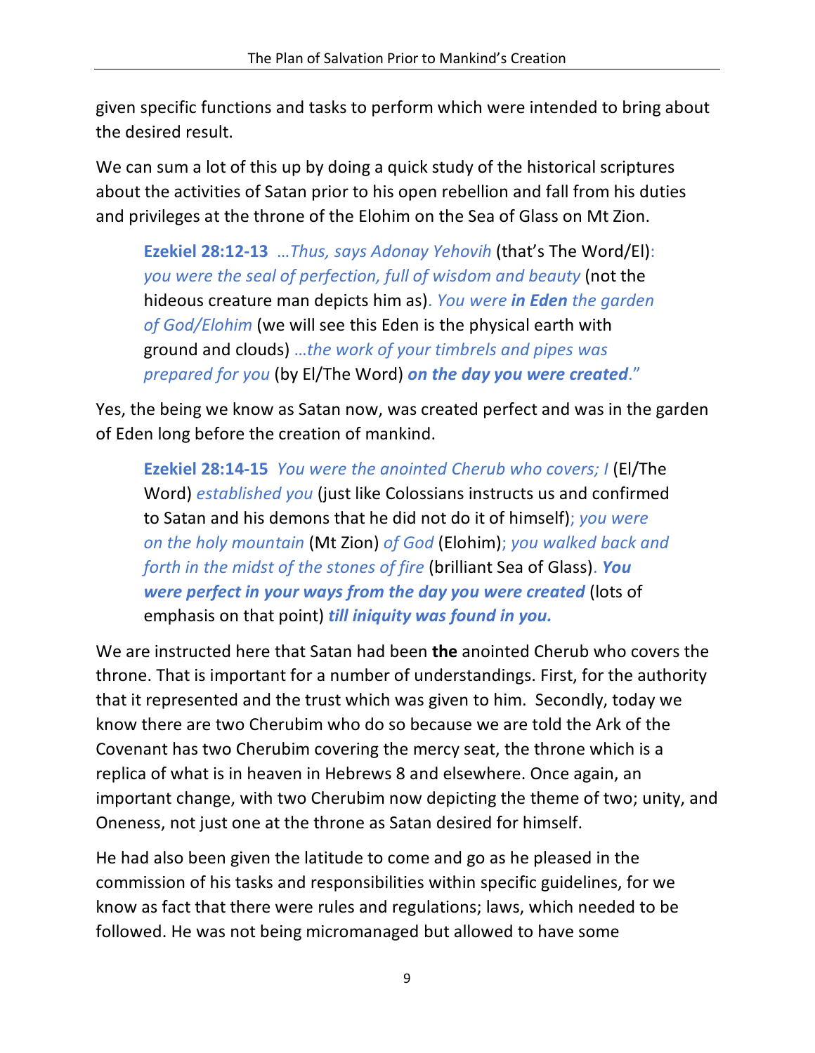given specific functions and tasks to perform which were intended to bring about the desired result.

We can sum a lot of this up by doing a quick study of the historical scriptures about the activities of Satan prior to his open rebellion and fall from his duties and privileges at the throne of the Elohim on the Sea of Glass on Mt Zion.

> **Ezekiel 28:12-13** *…Thus, says Adonay Yehovih* (that's The Word/El)*: you were the seal of perfection, full of wisdom and beauty* (not the hideous creature man depicts him as)*. You were **in Eden** the garden of God/Elohim* (we will see this Eden is the physical earth with ground and clouds) *…the work of your timbrels and pipes was prepared for you* (by El/The Word) ***on the day you were created**."*

Yes, the being we know as Satan now, was created perfect and was in the garden of Eden long before the creation of mankind.

> **Ezekiel 28:14-15** *You were the anointed Cherub who covers; I* (El/The Word) *established you* (just like Colossians instructs us and confirmed to Satan and his demons that he did not do it of himself)*; you were on the holy mountain* (Mt Zion) *of God* (Elohim)*; you walked back and forth in the midst of the stones of fire* (brilliant Sea of Glass)*. **You were perfect in your ways from the day you were created*** (lots of emphasis on that point) ***till iniquity was found in you.***

We are instructed here that Satan had been **the** anointed Cherub who covers the throne. That is important for a number of understandings. First, for the authority that it represented and the trust which was given to him. Secondly, today we know there are two Cherubim who do so because we are told the Ark of the Covenant has two Cherubim covering the mercy seat, the throne which is a replica of what is in heaven in Hebrews 8 and elsewhere. Once again, an important change, with two Cherubim now depicting the theme of two; unity, and Oneness, not just one at the throne as Satan desired for himself.

He had also been given the latitude to come and go as he pleased in the commission of his tasks and responsibilities within specific guidelines, for we know as fact that there were rules and regulations; laws, which needed to be followed. He was not being micromanaged but allowed to have some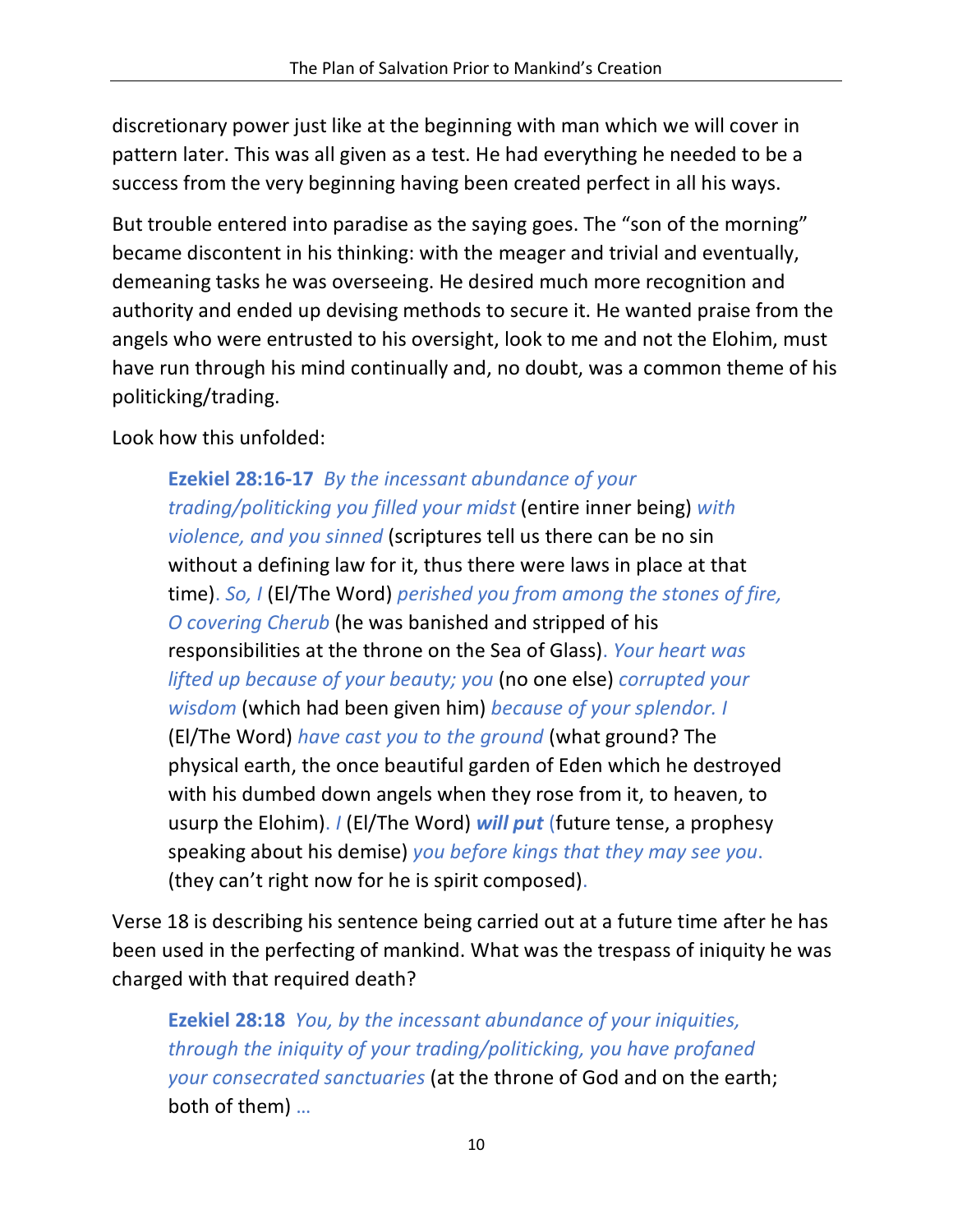discretionary power just like at the beginning with man which we will cover in pattern later. This was all given as a test. He had everything he needed to be a success from the very beginning having been created perfect in all his ways.

But trouble entered into paradise as the saying goes. The "son of the morning" became discontent in his thinking: with the meager and trivial and eventually, demeaning tasks he was overseeing. He desired much more recognition and authority and ended up devising methods to secure it. He wanted praise from the angels who were entrusted to his oversight, look to me and not the Elohim, must have run through his mind continually and, no doubt, was a common theme of his politicking/trading.

Look how this unfolded:

> **Ezekiel 28:16-17** *By the incessant abundance of your trading/politicking you filled your midst* (entire inner being) *with violence, and you sinned* (scriptures tell us there can be no sin without a defining law for it, thus there were laws in place at that time). *So, I* (El/The Word) *perished you from among the stones of fire, O covering Cherub* (he was banished and stripped of his responsibilities at the throne on the Sea of Glass). *Your heart was lifted up because of your beauty; you* (no one else) *corrupted your wisdom* (which had been given him) *because of your splendor. I* (El/The Word) *have cast you to the ground* (what ground? The physical earth, the once beautiful garden of Eden which he destroyed with his dumbed down angels when they rose from it, to heaven, to usurp the Elohim). *I* (El/The Word) ***will put*** (future tense, a prophesy speaking about his demise) *you before kings that they may see you.* (they can't right now for he is spirit composed).

Verse 18 is describing his sentence being carried out at a future time after he has been used in the perfecting of mankind. What was the trespass of iniquity he was charged with that required death?

> **Ezekiel 28:18** *You, by the incessant abundance of your iniquities, through the iniquity of your trading/politicking, you have profaned your consecrated sanctuaries* (at the throne of God and on the earth; both of them) *…*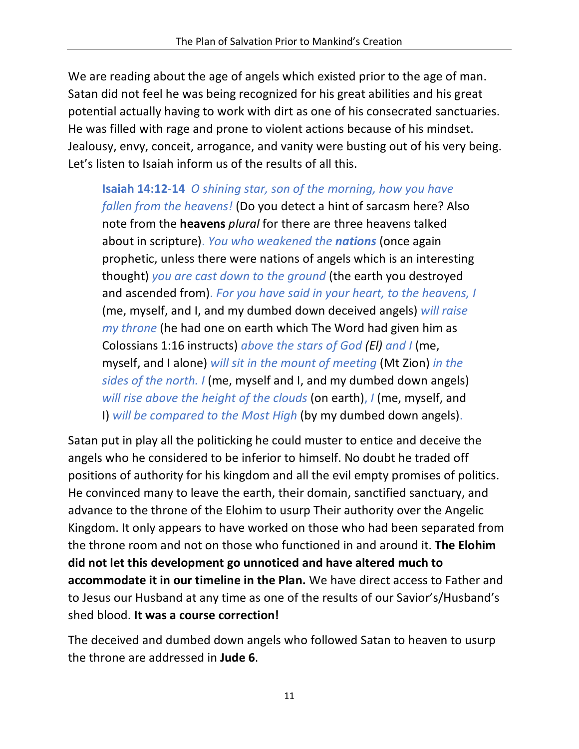We are reading about the age of angels which existed prior to the age of man. Satan did not feel he was being recognized for his great abilities and his great potential actually having to work with dirt as one of his consecrated sanctuaries. He was filled with rage and prone to violent actions because of his mindset. Jealousy, envy, conceit, arrogance, and vanity were busting out of his very being. Let's listen to Isaiah inform us of the results of all this.

> **Isaiah 14:12-14** *O shining star, son of the morning, how you have fallen from the heavens!* (Do you detect a hint of sarcasm here? Also note from the **heavens** *plural* for there are three heavens talked about in scripture). *You who weakened the **nations*** (once again prophetic, unless there were nations of angels which is an interesting thought) *you are cast down to the ground* (the earth you destroyed and ascended from). *For you have said in your heart, to the heavens, I* (me, myself, and I, and my dumbed down deceived angels) *will raise my throne* (he had one on earth which The Word had given him as Colossians 1:16 instructs) *above the stars of God (El) and I* (me, myself, and I alone) *will sit in the mount of meeting* (Mt Zion) *in the sides of the north. I* (me, myself and I, and my dumbed down angels) *will rise above the height of the clouds* (on earth), *I* (me, myself, and I) *will be compared to the Most High* (by my dumbed down angels).

Satan put in play all the politicking he could muster to entice and deceive the angels who he considered to be inferior to himself. No doubt he traded off positions of authority for his kingdom and all the evil empty promises of politics. He convinced many to leave the earth, their domain, sanctified sanctuary, and advance to the throne of the Elohim to usurp Their authority over the Angelic Kingdom. It only appears to have worked on those who had been separated from the throne room and not on those who functioned in and around it. **The Elohim did not let this development go unnoticed and have altered much to accommodate it in our timeline in the Plan.** We have direct access to Father and to Jesus our Husband at any time as one of the results of our Savior's/Husband's shed blood. **It was a course correction!**

The deceived and dumbed down angels who followed Satan to heaven to usurp the throne are addressed in **Jude 6**.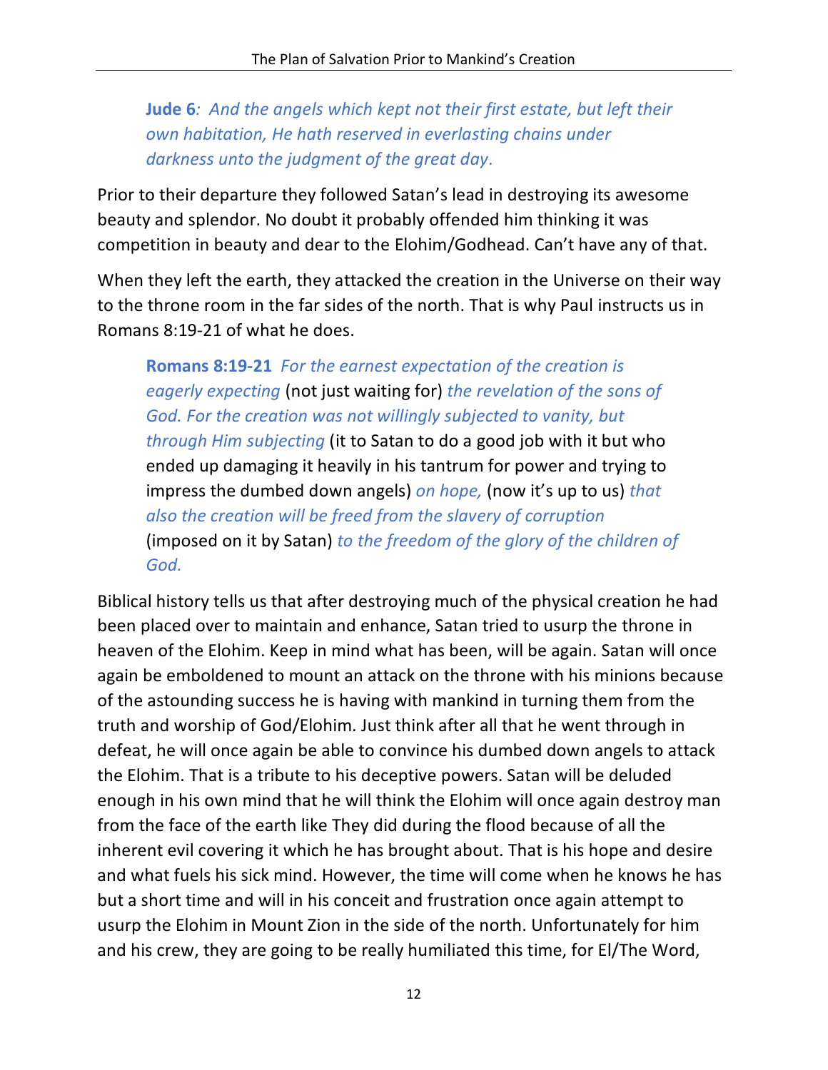> **Jude 6***: And the angels which kept not their first estate, but left their own habitation, He hath reserved in everlasting chains under darkness unto the judgment of the great day*.

Prior to their departure they followed Satan's lead in destroying its awesome beauty and splendor. No doubt it probably offended him thinking it was competition in beauty and dear to the Elohim/Godhead. Can't have any of that.

When they left the earth, they attacked the creation in the Universe on their way to the throne room in the far sides of the north. That is why Paul instructs us in Romans 8:19-21 of what he does.

> **Romans 8:19-21** *For the earnest expectation of the creation is eagerly expecting* (not just waiting for) *the revelation of the sons of God. For the creation was not willingly subjected to vanity, but through Him subjecting* (it to Satan to do a good job with it but who ended up damaging it heavily in his tantrum for power and trying to impress the dumbed down angels) *on hope,* (now it's up to us) *that also the creation will be freed from the slavery of corruption* (imposed on it by Satan) *to the freedom of the glory of the children of God.*

Biblical history tells us that after destroying much of the physical creation he had been placed over to maintain and enhance, Satan tried to usurp the throne in heaven of the Elohim. Keep in mind what has been, will be again. Satan will once again be emboldened to mount an attack on the throne with his minions because of the astounding success he is having with mankind in turning them from the truth and worship of God/Elohim. Just think after all that he went through in defeat, he will once again be able to convince his dumbed down angels to attack the Elohim. That is a tribute to his deceptive powers. Satan will be deluded enough in his own mind that he will think the Elohim will once again destroy man from the face of the earth like They did during the flood because of all the inherent evil covering it which he has brought about. That is his hope and desire and what fuels his sick mind. However, the time will come when he knows he has but a short time and will in his conceit and frustration once again attempt to usurp the Elohim in Mount Zion in the side of the north. Unfortunately for him and his crew, they are going to be really humiliated this time, for El/The Word,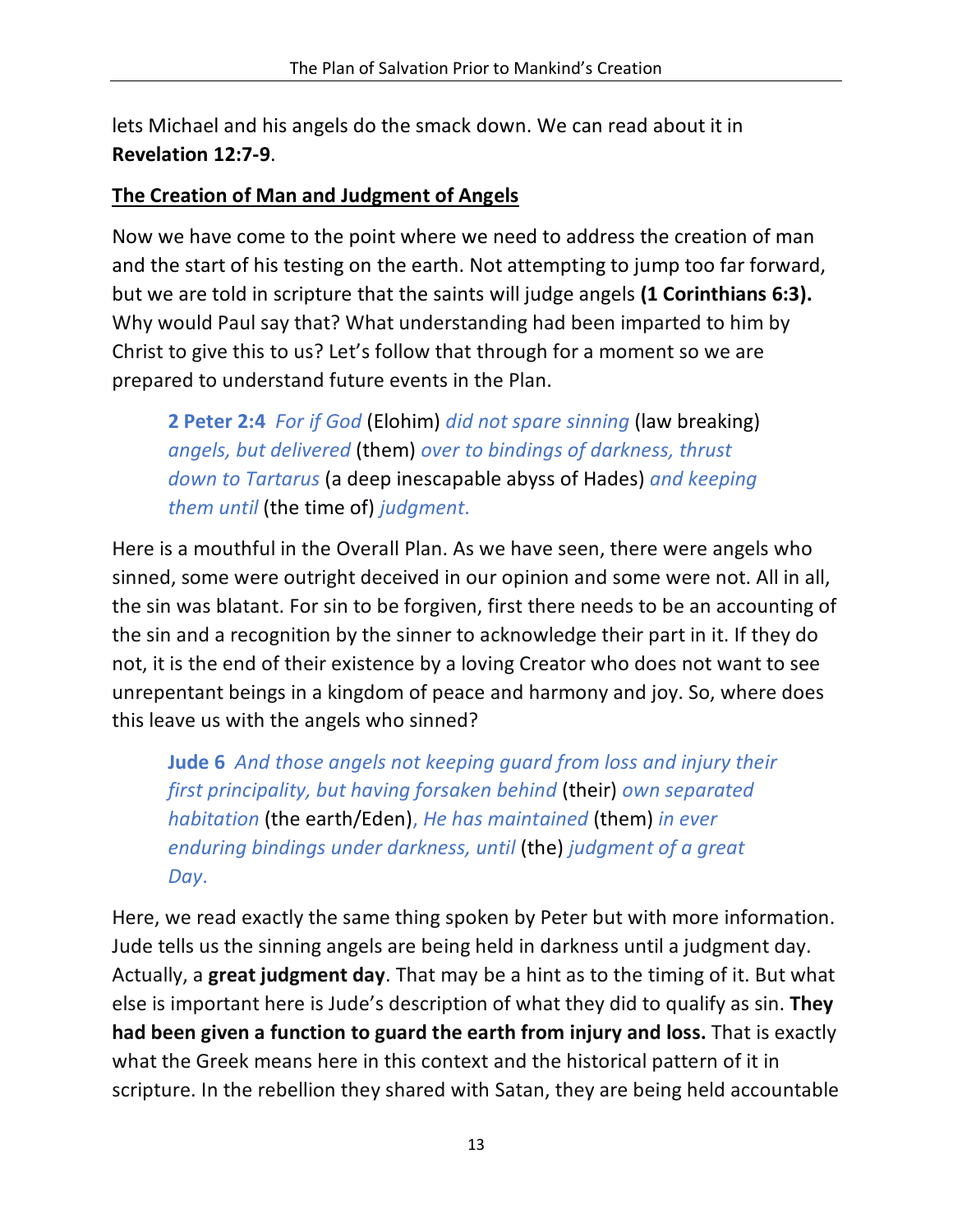lets Michael and his angels do the smack down. We can read about it in **Revelation 12:7-9**.

**The Creation of Man and Judgment of Angels**

Now we have come to the point where we need to address the creation of man and the start of his testing on the earth. Not attempting to jump too far forward, but we are told in scripture that the saints will judge angels **(1 Corinthians 6:3).** Why would Paul say that? What understanding had been imparted to him by Christ to give this to us? Let's follow that through for a moment so we are prepared to understand future events in the Plan.

> **2 Peter 2:4** *For if God* (Elohim) *did not spare sinning* (law breaking) *angels, but delivered* (them) *over to bindings of darkness, thrust down to Tartarus* (a deep inescapable abyss of Hades) *and keeping them until* (the time of) *judgment.*

Here is a mouthful in the Overall Plan. As we have seen, there were angels who sinned, some were outright deceived in our opinion and some were not. All in all, the sin was blatant. For sin to be forgiven, first there needs to be an accounting of the sin and a recognition by the sinner to acknowledge their part in it. If they do not, it is the end of their existence by a loving Creator who does not want to see unrepentant beings in a kingdom of peace and harmony and joy. So, where does this leave us with the angels who sinned?

> **Jude 6** *And those angels not keeping guard from loss and injury their first principality, but having forsaken behind* (their) *own separated habitation* (the earth/Eden)*, He has maintained* (them) *in ever enduring bindings under darkness, until* (the) *judgment of a great Day.*

Here, we read exactly the same thing spoken by Peter but with more information. Jude tells us the sinning angels are being held in darkness until a judgment day. Actually, a **great judgment day**. That may be a hint as to the timing of it. But what else is important here is Jude's description of what they did to qualify as sin. **They had been given a function to guard the earth from injury and loss.** That is exactly what the Greek means here in this context and the historical pattern of it in scripture. In the rebellion they shared with Satan, they are being held accountable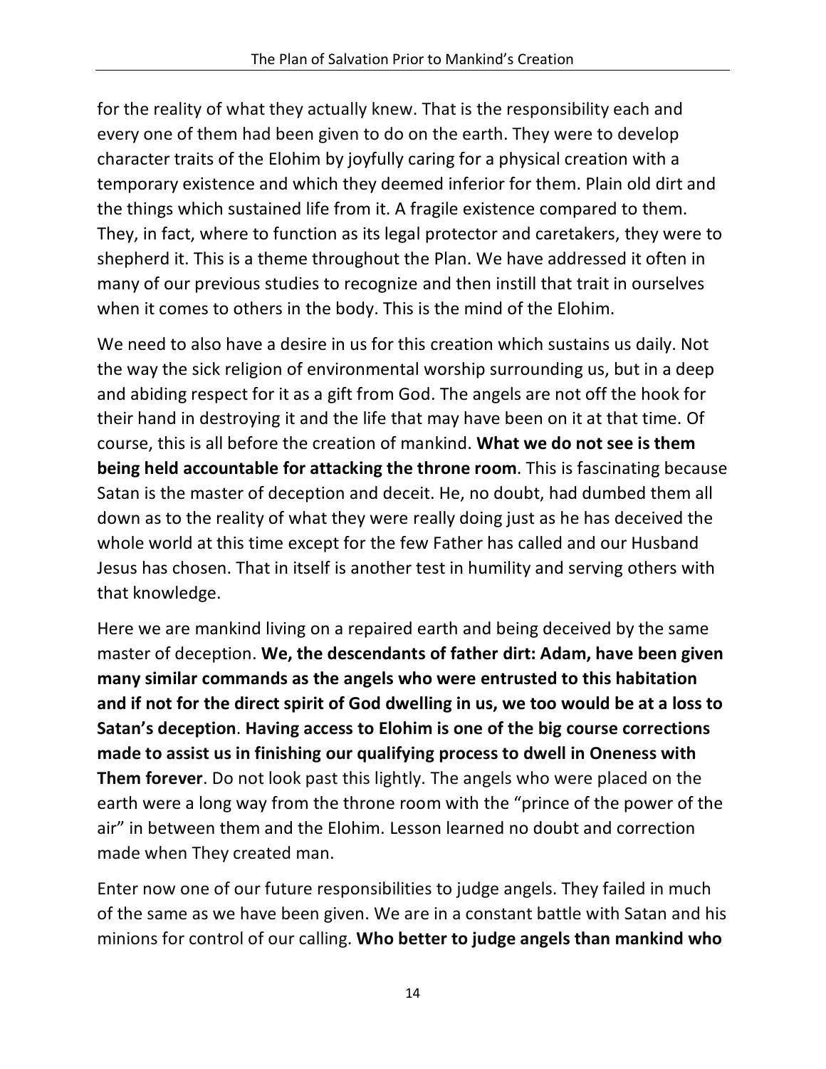for the reality of what they actually knew. That is the responsibility each and every one of them had been given to do on the earth. They were to develop character traits of the Elohim by joyfully caring for a physical creation with a temporary existence and which they deemed inferior for them. Plain old dirt and the things which sustained life from it. A fragile existence compared to them. They, in fact, where to function as its legal protector and caretakers, they were to shepherd it. This is a theme throughout the Plan. We have addressed it often in many of our previous studies to recognize and then instill that trait in ourselves when it comes to others in the body. This is the mind of the Elohim.

We need to also have a desire in us for this creation which sustains us daily. Not the way the sick religion of environmental worship surrounding us, but in a deep and abiding respect for it as a gift from God. The angels are not off the hook for their hand in destroying it and the life that may have been on it at that time. Of course, this is all before the creation of mankind. **What we do not see is them being held accountable for attacking the throne room**. This is fascinating because Satan is the master of deception and deceit. He, no doubt, had dumbed them all down as to the reality of what they were really doing just as he has deceived the whole world at this time except for the few Father has called and our Husband Jesus has chosen. That in itself is another test in humility and serving others with that knowledge.

Here we are mankind living on a repaired earth and being deceived by the same master of deception. **We, the descendants of father dirt: Adam, have been given many similar commands as the angels who were entrusted to this habitation and if not for the direct spirit of God dwelling in us, we too would be at a loss to Satan's deception**. **Having access to Elohim is one of the big course corrections made to assist us in finishing our qualifying process to dwell in Oneness with Them forever**. Do not look past this lightly. The angels who were placed on the earth were a long way from the throne room with the "prince of the power of the air" in between them and the Elohim. Lesson learned no doubt and correction made when They created man.

Enter now one of our future responsibilities to judge angels. They failed in much of the same as we have been given. We are in a constant battle with Satan and his minions for control of our calling. **Who better to judge angels than mankind who**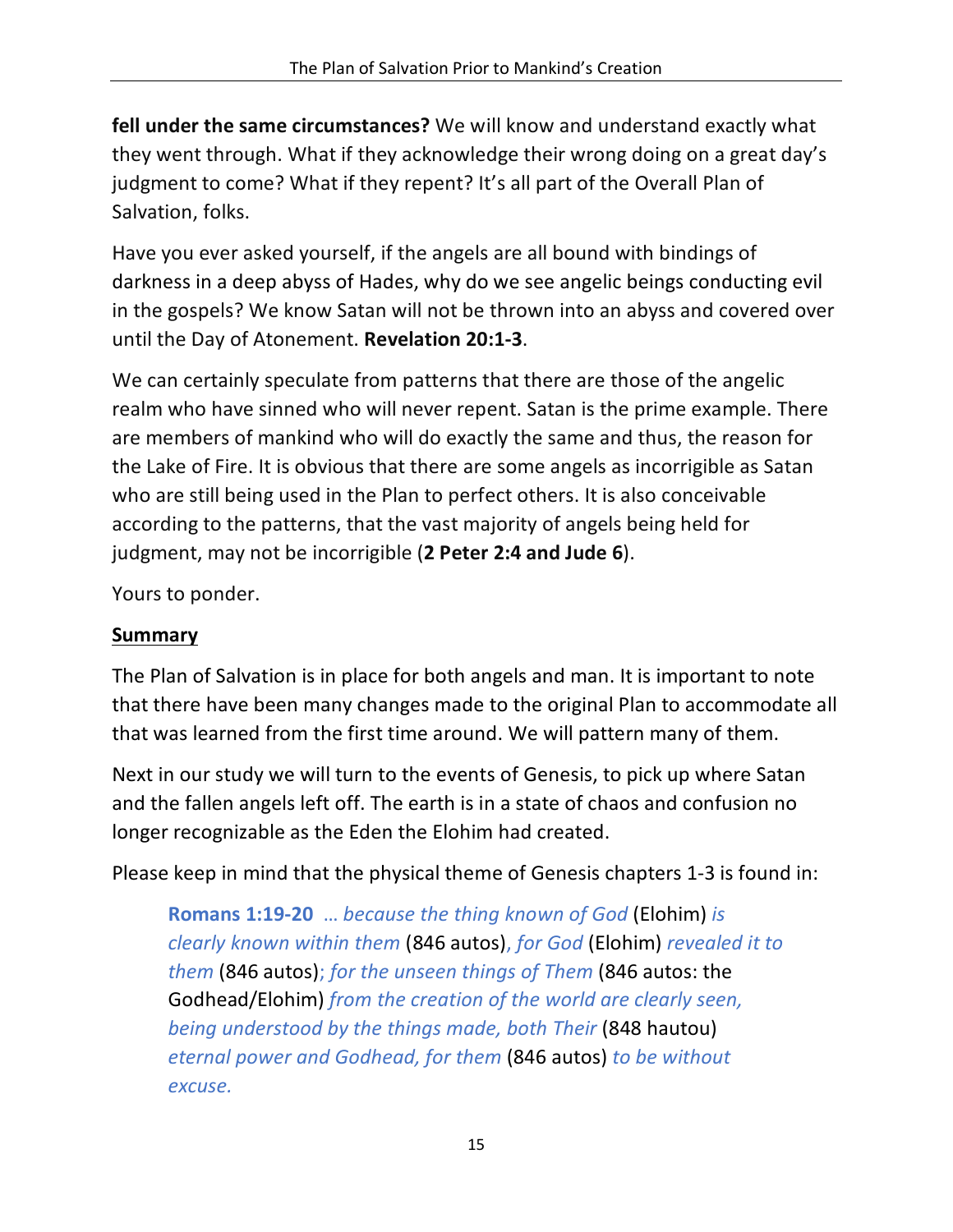**fell under the same circumstances?** We will know and understand exactly what they went through. What if they acknowledge their wrong doing on a great day's judgment to come? What if they repent? It's all part of the Overall Plan of Salvation, folks.

Have you ever asked yourself, if the angels are all bound with bindings of darkness in a deep abyss of Hades, why do we see angelic beings conducting evil in the gospels? We know Satan will not be thrown into an abyss and covered over until the Day of Atonement. **Revelation 20:1-3**.

We can certainly speculate from patterns that there are those of the angelic realm who have sinned who will never repent. Satan is the prime example. There are members of mankind who will do exactly the same and thus, the reason for the Lake of Fire. It is obvious that there are some angels as incorrigible as Satan who are still being used in the Plan to perfect others. It is also conceivable according to the patterns, that the vast majority of angels being held for judgment, may not be incorrigible (**2 Peter 2:4 and Jude 6**).

Yours to ponder.

## Summary

The Plan of Salvation is in place for both angels and man. It is important to note that there have been many changes made to the original Plan to accommodate all that was learned from the first time around. We will pattern many of them.

Next in our study we will turn to the events of Genesis, to pick up where Satan and the fallen angels left off. The earth is in a state of chaos and confusion no longer recognizable as the Eden the Elohim had created.

Please keep in mind that the physical theme of Genesis chapters 1-3 is found in:

> **Romans 1:19-20** *… because the thing known of God* (Elohim) *is clearly known within them* (846 autos)*, for God* (Elohim) *revealed it to them* (846 autos)*; for the unseen things of Them* (846 autos: the Godhead/Elohim) *from the creation of the world are clearly seen, being understood by the things made, both Their* (848 hautou) *eternal power and Godhead, for them* (846 autos) *to be without excuse.*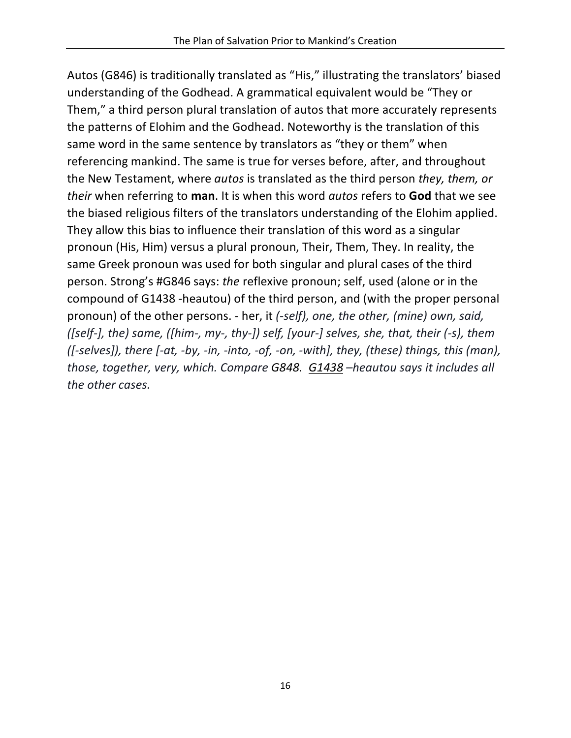Autos (G846) is traditionally translated as "His," illustrating the translators' biased understanding of the Godhead. A grammatical equivalent would be "They or Them," a third person plural translation of autos that more accurately represents the patterns of Elohim and the Godhead. Noteworthy is the translation of this same word in the same sentence by translators as "they or them" when referencing mankind. The same is true for verses before, after, and throughout the New Testament, where *autos* is translated as the third person *they, them, or their* when referring to **man**. It is when this word *autos* refers to **God** that we see the biased religious filters of the translators understanding of the Elohim applied. They allow this bias to influence their translation of this word as a singular pronoun (His, Him) versus a plural pronoun, Their, Them, They. In reality, the same Greek pronoun was used for both singular and plural cases of the third person. Strong's #G846 says: *the* reflexive pronoun; self, used (alone or in the compound of G1438 -heautou) of the third person, and (with the proper personal pronoun) of the other persons. - her, it *(-self), one, the other, (mine) own, said, ([self-], the) same, ([him-, my-, thy-]) self, [your-] selves, she, that, their (-s), them ([-selves]), there [-at, -by, -in, -into, -of, -on, -with], they, (these) things, this (man), those, together, very, which. Compare G848. G1438 –heautou says it includes all the other cases.*